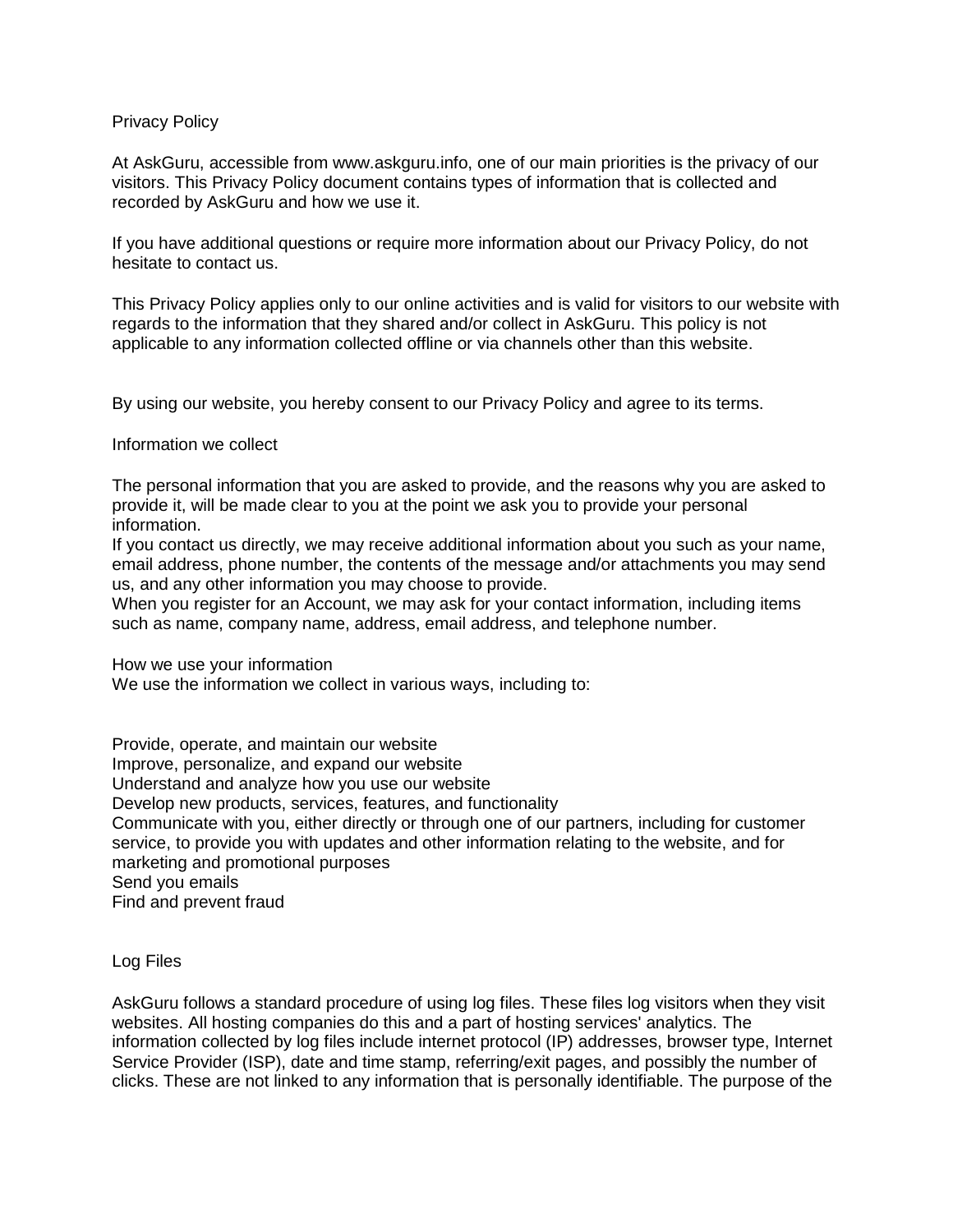# Privacy Policy

At AskGuru, accessible from www.askguru.info, one of our main priorities is the privacy of our visitors. This Privacy Policy document contains types of information that is collected and recorded by AskGuru and how we use it.

If you have additional questions or require more information about our Privacy Policy, do not hesitate to contact us.

This Privacy Policy applies only to our online activities and is valid for visitors to our website with regards to the information that they shared and/or collect in AskGuru. This policy is not applicable to any information collected offline or via channels other than this website.

By using our website, you hereby consent to our Privacy Policy and agree to its terms.

## Information we collect

The personal information that you are asked to provide, and the reasons why you are asked to provide it, will be made clear to you at the point we ask you to provide your personal information.

If you contact us directly, we may receive additional information about you such as your name, email address, phone number, the contents of the message and/or attachments you may send us, and any other information you may choose to provide.

When you register for an Account, we may ask for your contact information, including items such as name, company name, address, email address, and telephone number.

## How we use your information

We use the information we collect in various ways, including to:

- Provide, operate, and maintain our website
- Improve, personalize, and expand our website
- Understand and analyze how you use our website
- Develop new products, services, features, and functionality
- Communicate with you, either directly or through one of our partners, including for customer service, to provide you with updates and other information relating to the website, and for marketing and promotional purposes
- Send you emails
- Find and prevent fraud

## Log Files

AskGuru follows a standard procedure of using log files. These files log visitors when they visit websites. All hosting companies do this and a part of hosting services' analytics. The information collected by log files include internet protocol (IP) addresses, browser type, Internet Service Provider (ISP), date and time stamp, referring/exit pages, and possibly the number of clicks. These are not linked to any information that is personally identifiable. The purpose of the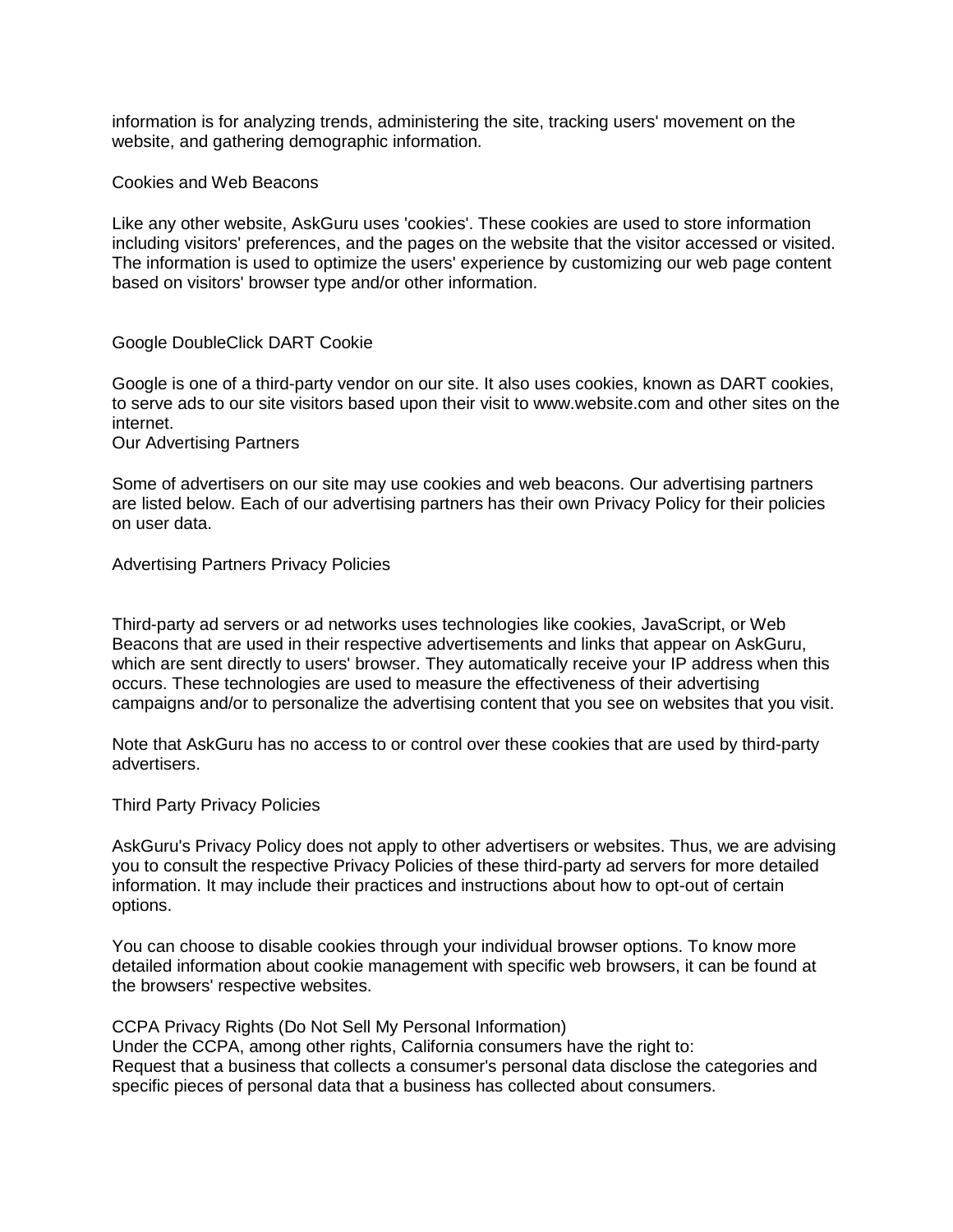information is for analyzing trends, administering the site, tracking users' movement on the website, and gathering demographic information.

## Cookies and Web Beacons

Like any other website, AskGuru uses 'cookies'. These cookies are used to store information including visitors' preferences, and the pages on the website that the visitor accessed or visited. The information is used to optimize the users' experience by customizing our web page content based on visitors' browser type and/or other information.

## Google DoubleClick DART Cookie

Google is one of a third-party vendor on our site. It also uses cookies, known as DART cookies, to serve ads to our site visitors based upon their visit to www.website.com and other sites on the internet.

## Our Advertising Partners

Some of advertisers on our site may use cookies and web beacons. Our advertising partners are listed below. Each of our advertising partners has their own Privacy Policy for their policies on user data.

## Advertising Partners Privacy Policies

Third-party ad servers or ad networks uses technologies like cookies, JavaScript, or Web Beacons that are used in their respective advertisements and links that appear on AskGuru, which are sent directly to users' browser. They automatically receive your IP address when this occurs. These technologies are used to measure the effectiveness of their advertising campaigns and/or to personalize the advertising content that you see on websites that you visit.

Note that AskGuru has no access to or control over these cookies that are used by third-party advertisers.

## Third Party Privacy Policies

AskGuru's Privacy Policy does not apply to other advertisers or websites. Thus, we are advising you to consult the respective Privacy Policies of these third-party ad servers for more detailed information. It may include their practices and instructions about how to opt-out of certain options.

You can choose to disable cookies through your individual browser options. To know more detailed information about cookie management with specific web browsers, it can be found at the browsers' respective websites.

## CCPA Privacy Rights (Do Not Sell My Personal Information)

Under the CCPA, among other rights, California consumers have the right to:
Request that a business that collects a consumer's personal data disclose the categories and specific pieces of personal data that a business has collected about consumers.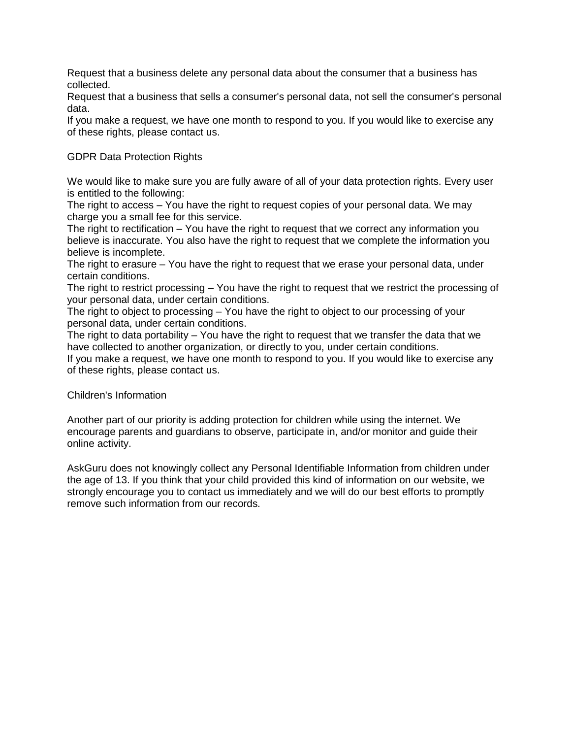Request that a business delete any personal data about the consumer that a business has collected.
Request that a business that sells a consumer's personal data, not sell the consumer's personal data.
If you make a request, we have one month to respond to you. If you would like to exercise any of these rights, please contact us.

## GDPR Data Protection Rights

We would like to make sure you are fully aware of all of your data protection rights. Every user is entitled to the following:
The right to access – You have the right to request copies of your personal data. We may charge you a small fee for this service.
The right to rectification – You have the right to request that we correct any information you believe is inaccurate. You also have the right to request that we complete the information you believe is incomplete.
The right to erasure – You have the right to request that we erase your personal data, under certain conditions.
The right to restrict processing – You have the right to request that we restrict the processing of your personal data, under certain conditions.
The right to object to processing – You have the right to object to our processing of your personal data, under certain conditions.
The right to data portability – You have the right to request that we transfer the data that we have collected to another organization, or directly to you, under certain conditions.
If you make a request, we have one month to respond to you. If you would like to exercise any of these rights, please contact us.

## Children's Information

Another part of our priority is adding protection for children while using the internet. We encourage parents and guardians to observe, participate in, and/or monitor and guide their online activity.

AskGuru does not knowingly collect any Personal Identifiable Information from children under the age of 13. If you think that your child provided this kind of information on our website, we strongly encourage you to contact us immediately and we will do our best efforts to promptly remove such information from our records.